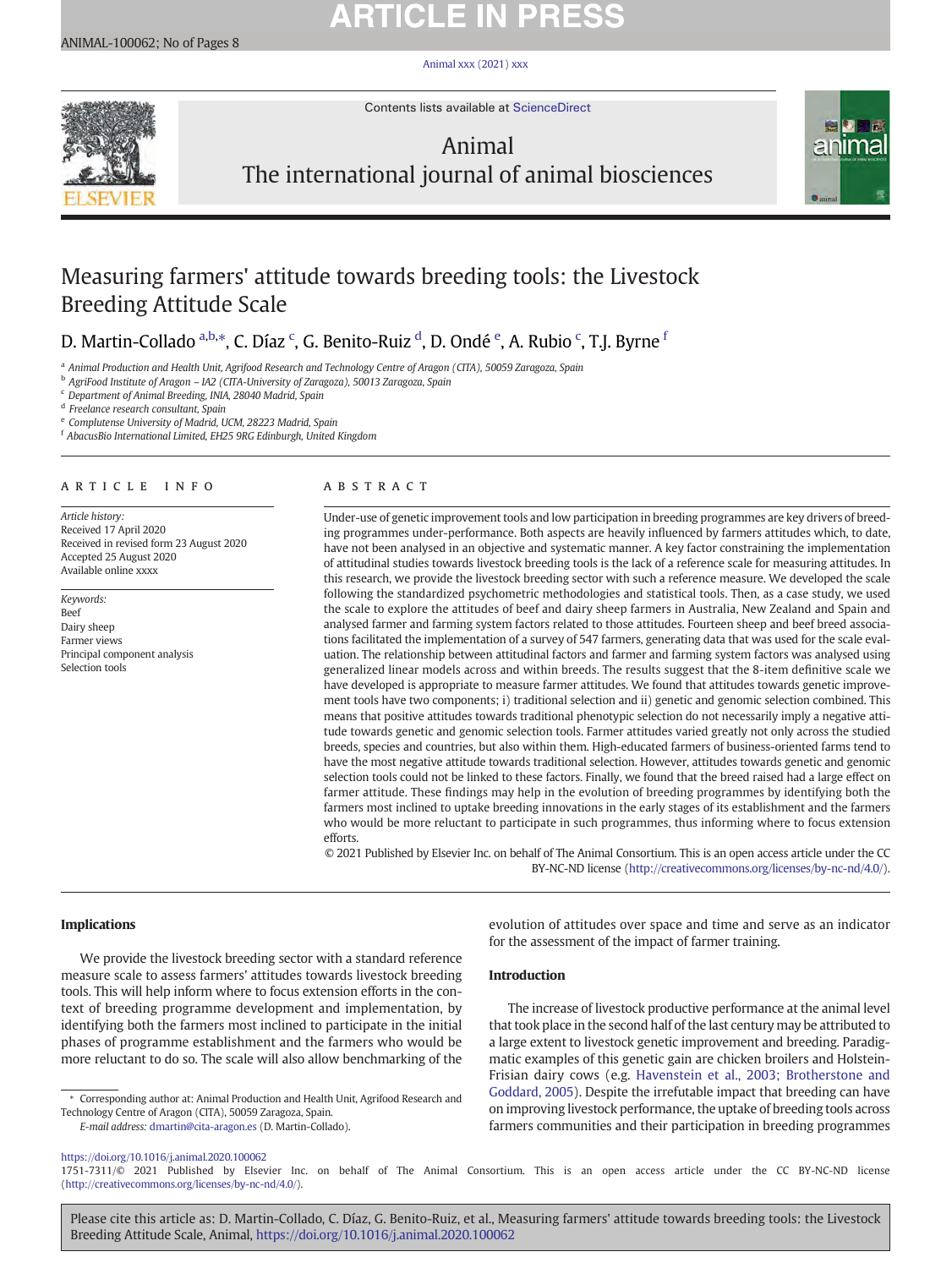# Measuring farmers' attitude towards breeding tools: the Livestock Breeding Attitude Scale

D. Martin-Collado [a,b,*], C. Díaz [c], G. Benito-Ruiz [d], D. Ondé [e], A. Rubio [c], T.J. Byrne [f]

[a] Animal Production and Health Unit, Agrifood Research and Technology Centre of Aragon (CITA), 50059 Zaragoza, Spain
[b] AgriFood Institute of Aragon – IA2 (CITA-University of Zaragoza), 50013 Zaragoza, Spain
[c] Department of Animal Breeding, INIA, 28040 Madrid, Spain
[d] Freelance research consultant, Spain
[e] Complutense University of Madrid, UCM, 28223 Madrid, Spain
[f] AbacusBio International Limited, EH25 9RG Edinburgh, United Kingdom

## ARTICLE INFO

*Article history:*
Received 17 April 2020
Received in revised form 23 August 2020
Accepted 25 August 2020
Available online xxxx

*Keywords:*
Beef
Dairy sheep
Farmer views
Principal component analysis
Selection tools

## ABSTRACT

Under-use of genetic improvement tools and low participation in breeding programmes are key drivers of breeding programmes under-performance. Both aspects are heavily influenced by farmers attitudes which, to date, have not been analysed in an objective and systematic manner. A key factor constraining the implementation of attitudinal studies towards livestock breeding tools is the lack of a reference scale for measuring attitudes. In this research, we provide the livestock breeding sector with such a reference measure. We developed the scale following the standardized psychometric methodologies and statistical tools. Then, as a case study, we used the scale to explore the attitudes of beef and dairy sheep farmers in Australia, New Zealand and Spain and analysed farmer and farming system factors related to those attitudes. Fourteen sheep and beef breed associations facilitated the implementation of a survey of 547 farmers, generating data that was used for the scale evaluation. The relationship between attitudinal factors and farmer and farming system factors was analysed using generalized linear models across and within breeds. The results suggest that the 8-item definitive scale we have developed is appropriate to measure farmer attitudes. We found that attitudes towards genetic improvement tools have two components; i) traditional selection and ii) genetic and genomic selection combined. This means that positive attitudes towards traditional phenotypic selection do not necessarily imply a negative attitude towards genetic and genomic selection tools. Farmer attitudes varied greatly not only across the studied breeds, species and countries, but also within them. High-educated farmers of business-oriented farms tend to have the most negative attitude towards traditional selection. However, attitudes towards genetic and genomic selection tools could not be linked to these factors. Finally, we found that the breed raised had a large effect on farmer attitude. These findings may help in the evolution of breeding programmes by identifying both the farmers most inclined to uptake breeding innovations in the early stages of its establishment and the farmers who would be more reluctant to participate in such programmes, thus informing where to focus extension efforts.

© 2021 Published by Elsevier Inc. on behalf of The Animal Consortium. This is an open access article under the CC BY-NC-ND license (http://creativecommons.org/licenses/by-nc-nd/4.0/).

## Implications

We provide the livestock breeding sector with a standard reference measure scale to assess farmers' attitudes towards livestock breeding tools. This will help inform where to focus extension efforts in the context of breeding programme development and implementation, by identifying both the farmers most inclined to participate in the initial phases of programme establishment and the farmers who would be more reluctant to do so. The scale will also allow benchmarking of the evolution of attitudes over space and time and serve as an indicator for the assessment of the impact of farmer training.

## Introduction

The increase of livestock productive performance at the animal level that took place in the second half of the last century may be attributed to a large extent to livestock genetic improvement and breeding. Paradigmatic examples of this genetic gain are chicken broilers and Holstein-Frisian dairy cows (e.g. Havenstein et al., 2003; Brotherstone and Goddard, 2005). Despite the irrefutable impact that breeding can have on improving livestock performance, the uptake of breeding tools across farmers communities and their participation in breeding programmes

* Corresponding author at: Animal Production and Health Unit, Agrifood Research and Technology Centre of Aragon (CITA), 50059 Zaragoza, Spain.
*E-mail address:* dmartin@cita-aragon.es (D. Martin-Collado).

https://doi.org/10.1016/j.animal.2020.100062
1751-7311/© 2021 Published by Elsevier Inc. on behalf of The Animal Consortium. This is an open access article under the CC BY-NC-ND license (http://creativecommons.org/licenses/by-nc-nd/4.0/).

Please cite this article as: D. Martin-Collado, C. Díaz, G. Benito-Ruiz, et al., Measuring farmers' attitude towards breeding tools: the Livestock Breeding Attitude Scale, Animal, https://doi.org/10.1016/j.animal.2020.100062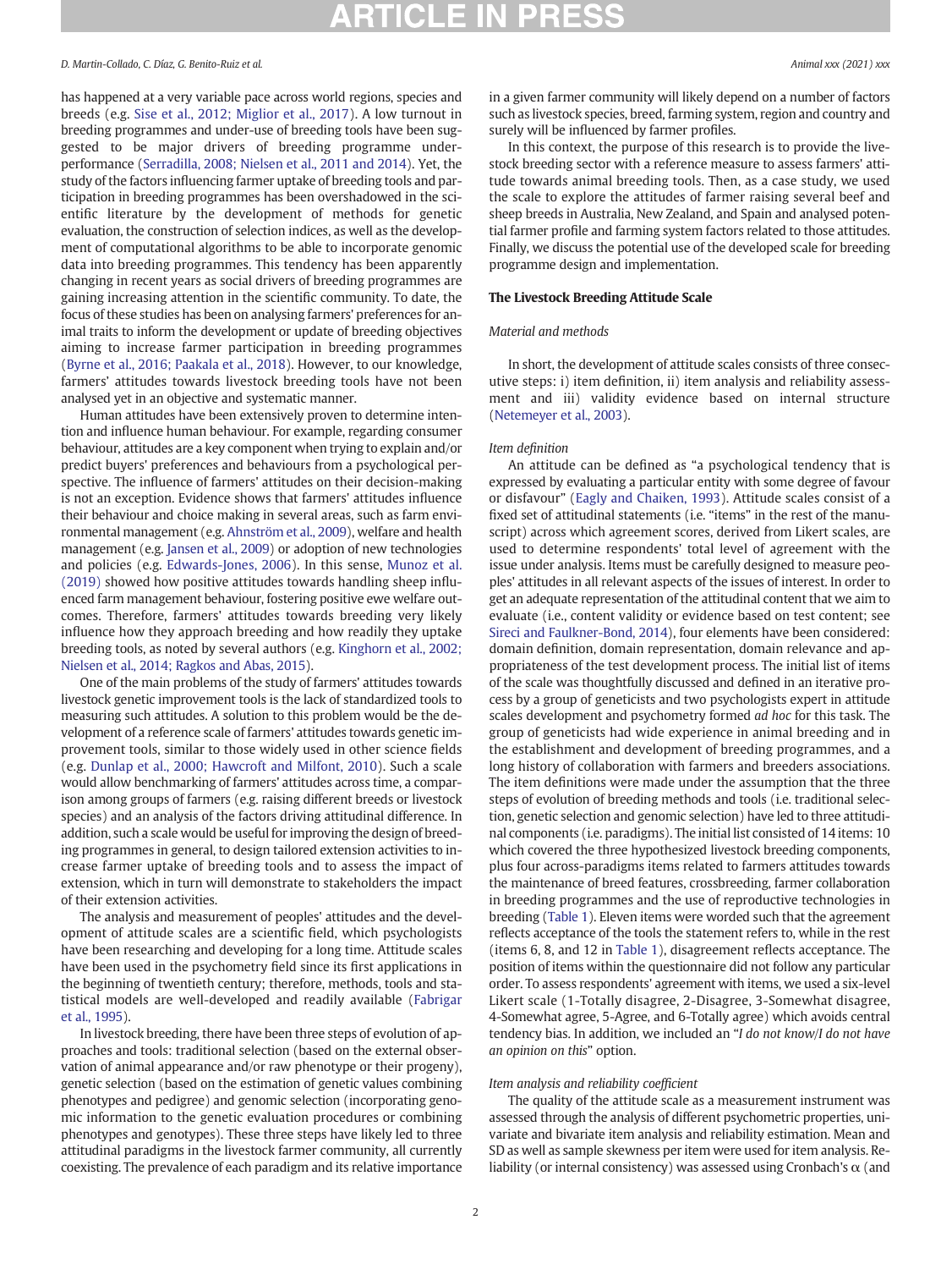has happened at a very variable pace across world regions, species and breeds (e.g. Sise et al., 2012; Miglior et al., 2017). A low turnout in breeding programmes and under-use of breeding tools have been suggested to be major drivers of breeding programme underperformance (Serradilla, 2008; Nielsen et al., 2011 and 2014). Yet, the study of the factors influencing farmer uptake of breeding tools and participation in breeding programmes has been overshadowed in the scientific literature by the development of methods for genetic evaluation, the construction of selection indices, as well as the development of computational algorithms to be able to incorporate genomic data into breeding programmes. This tendency has been apparently changing in recent years as social drivers of breeding programmes are gaining increasing attention in the scientific community. To date, the focus of these studies has been on analysing farmers' preferences for animal traits to inform the development or update of breeding objectives aiming to increase farmer participation in breeding programmes (Byrne et al., 2016; Paakala et al., 2018). However, to our knowledge, farmers' attitudes towards livestock breeding tools have not been analysed yet in an objective and systematic manner.

Human attitudes have been extensively proven to determine intention and influence human behaviour. For example, regarding consumer behaviour, attitudes are a key component when trying to explain and/or predict buyers' preferences and behaviours from a psychological perspective. The influence of farmers' attitudes on their decision-making is not an exception. Evidence shows that farmers' attitudes influence their behaviour and choice making in several areas, such as farm environmental management (e.g. Ahnström et al., 2009), welfare and health management (e.g. Jansen et al., 2009) or adoption of new technologies and policies (e.g. Edwards-Jones, 2006). In this sense, Munoz et al. (2019) showed how positive attitudes towards handling sheep influenced farm management behaviour, fostering positive ewe welfare outcomes. Therefore, farmers' attitudes towards breeding very likely influence how they approach breeding and how readily they uptake breeding tools, as noted by several authors (e.g. Kinghorn et al., 2002; Nielsen et al., 2014; Ragkos and Abas, 2015).

One of the main problems of the study of farmers' attitudes towards livestock genetic improvement tools is the lack of standardized tools to measuring such attitudes. A solution to this problem would be the development of a reference scale of farmers' attitudes towards genetic improvement tools, similar to those widely used in other science fields (e.g. Dunlap et al., 2000; Hawcroft and Milfont, 2010). Such a scale would allow benchmarking of farmers' attitudes across time, a comparison among groups of farmers (e.g. raising different breeds or livestock species) and an analysis of the factors driving attitudinal difference. In addition, such a scale would be useful for improving the design of breeding programmes in general, to design tailored extension activities to increase farmer uptake of breeding tools and to assess the impact of extension, which in turn will demonstrate to stakeholders the impact of their extension activities.

The analysis and measurement of peoples' attitudes and the development of attitude scales are a scientific field, which psychologists have been researching and developing for a long time. Attitude scales have been used in the psychometry field since its first applications in the beginning of twentieth century; therefore, methods, tools and statistical models are well-developed and readily available (Fabrigar et al., 1995).

In livestock breeding, there have been three steps of evolution of approaches and tools: traditional selection (based on the external observation of animal appearance and/or raw phenotype or their progeny), genetic selection (based on the estimation of genetic values combining phenotypes and pedigree) and genomic selection (incorporating genomic information to the genetic evaluation procedures or combining phenotypes and genotypes). These three steps have likely led to three attitudinal paradigms in the livestock farmer community, all currently coexisting. The prevalence of each paradigm and its relative importance in a given farmer community will likely depend on a number of factors such as livestock species, breed, farming system, region and country and surely will be influenced by farmer profiles.

In this context, the purpose of this research is to provide the livestock breeding sector with a reference measure to assess farmers' attitude towards animal breeding tools. Then, as a case study, we used the scale to explore the attitudes of farmer raising several beef and sheep breeds in Australia, New Zealand, and Spain and analysed potential farmer profile and farming system factors related to those attitudes. Finally, we discuss the potential use of the developed scale for breeding programme design and implementation.

## The Livestock Breeding Attitude Scale

### *Material and methods*

In short, the development of attitude scales consists of three consecutive steps: i) item definition, ii) item analysis and reliability assessment and iii) validity evidence based on internal structure (Netemeyer et al., 2003).

#### *Item definition*

An attitude can be defined as "a psychological tendency that is expressed by evaluating a particular entity with some degree of favour or disfavour" (Eagly and Chaiken, 1993). Attitude scales consist of a fixed set of attitudinal statements (i.e. "items" in the rest of the manuscript) across which agreement scores, derived from Likert scales, are used to determine respondents' total level of agreement with the issue under analysis. Items must be carefully designed to measure peoples' attitudes in all relevant aspects of the issues of interest. In order to get an adequate representation of the attitudinal content that we aim to evaluate (i.e., content validity or evidence based on test content; see Sireci and Faulkner-Bond, 2014), four elements have been considered: domain definition, domain representation, domain relevance and appropriateness of the test development process. The initial list of items of the scale was thoughtfully discussed and defined in an iterative process by a group of geneticists and two psychologists expert in attitude scales development and psychometry formed *ad hoc* for this task. The group of geneticists had wide experience in animal breeding and in the establishment and development of breeding programmes, and a long history of collaboration with farmers and breeders associations. The item definitions were made under the assumption that the three steps of evolution of breeding methods and tools (i.e. traditional selection, genetic selection and genomic selection) have led to three attitudinal components (i.e. paradigms). The initial list consisted of 14 items: 10 which covered the three hypothesized livestock breeding components, plus four across-paradigms items related to farmers attitudes towards the maintenance of breed features, crossbreeding, farmer collaboration in breeding programmes and the use of reproductive technologies in breeding (Table 1). Eleven items were worded such that the agreement reflects acceptance of the tools the statement refers to, while in the rest (items 6, 8, and 12 in Table 1), disagreement reflects acceptance. The position of items within the questionnaire did not follow any particular order. To assess respondents' agreement with items, we used a six-level Likert scale (1-Totally disagree, 2-Disagree, 3-Somewhat disagree, 4-Somewhat agree, 5-Agree, and 6-Totally agree) which avoids central tendency bias. In addition, we included an "*I do not know/I do not have an opinion on this*" option.

#### *Item analysis and reliability coefficient*

The quality of the attitude scale as a measurement instrument was assessed through the analysis of different psychometric properties, univariate and bivariate item analysis and reliability estimation. Mean and SD as well as sample skewness per item were used for item analysis. Reliability (or internal consistency) was assessed using Cronbach's α (and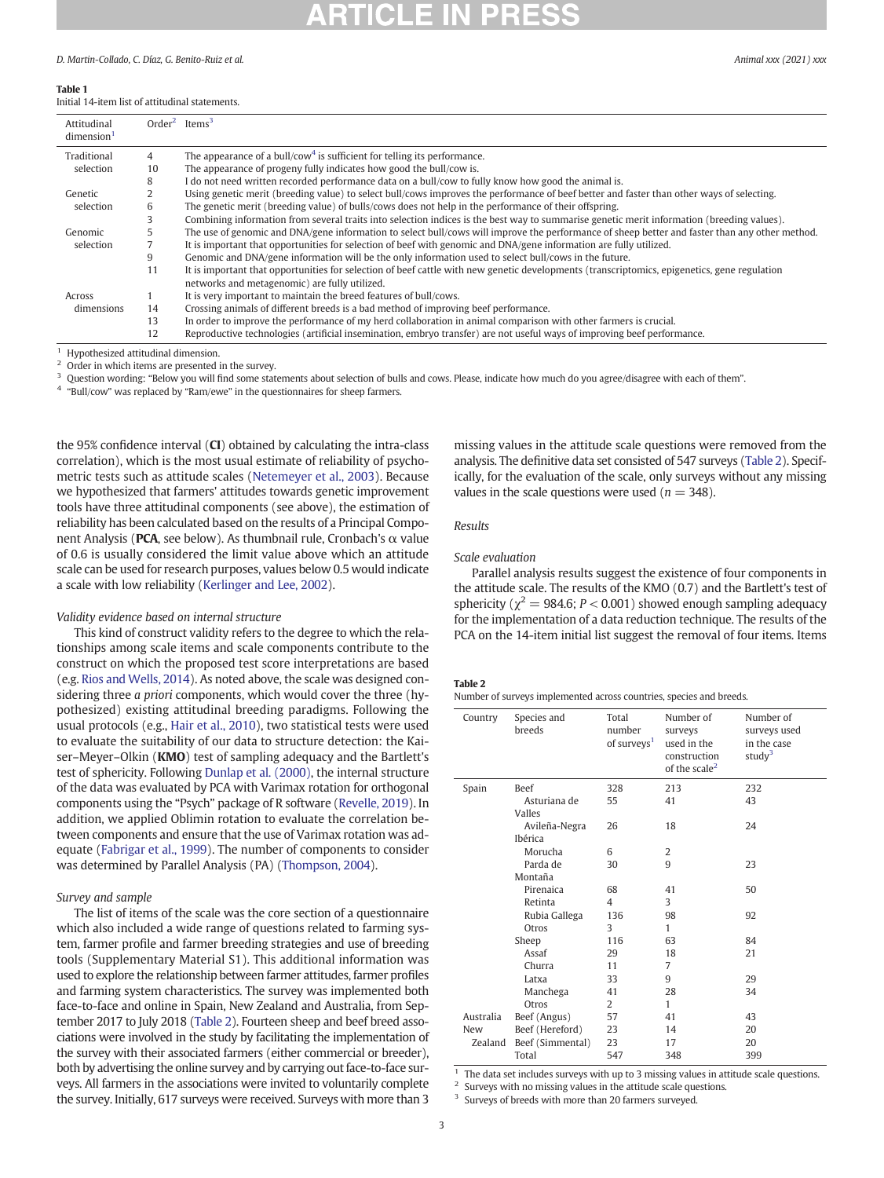**Table 1**
Initial 14-item list of attitudinal statements.

| Attitudinal dimension[1] | Order[2] | Items[3] |
|---|---|---|
| Traditional selection | 4 | The appearance of a bull/cow[4] is sufficient for telling its performance. |
| | 10 | The appearance of progeny fully indicates how good the bull/cow is. |
| | 8 | I do not need written recorded performance data on a bull/cow to fully know how good the animal is. |
| Genetic selection | 2 | Using genetic merit (breeding value) to select bull/cows improves the performance of beef better and faster than other ways of selecting. |
| | 6 | The genetic merit (breeding value) of bulls/cows does not help in the performance of their offspring. |
| | 3 | Combining information from several traits into selection indices is the best way to summarise genetic merit information (breeding values). |
| Genomic selection | 5 | The use of genomic and DNA/gene information to select bull/cows will improve the performance of sheep better and faster than any other method. |
| | 7 | It is important that opportunities for selection of beef with genomic and DNA/gene information are fully utilized. |
| | 9 | Genomic and DNA/gene information will be the only information used to select bull/cows in the future. |
| | 11 | It is important that opportunities for selection of beef cattle with new genetic developments (transcriptomics, epigenetics, gene regulation networks and metagenomic) are fully utilized. |
| Across dimensions | 1 | It is very important to maintain the breed features of bull/cows. |
| | 14 | Crossing animals of different breeds is a bad method of improving beef performance. |
| | 13 | In order to improve the performance of my herd collaboration in animal comparison with other farmers is crucial. |
| | 12 | Reproductive technologies (artificial insemination, embryo transfer) are not useful ways of improving beef performance. |

[1] Hypothesized attitudinal dimension.
[2] Order in which items are presented in the survey.
[3] Question wording: "Below you will find some statements about selection of bulls and cows. Please, indicate how much do you agree/disagree with each of them".
[4] "Bull/cow" was replaced by "Ram/ewe" in the questionnaires for sheep farmers.

the 95% confidence interval (**CI**) obtained by calculating the intra-class correlation), which is the most usual estimate of reliability of psychometric tests such as attitude scales (Netemeyer et al., 2003). Because we hypothesized that farmers' attitudes towards genetic improvement tools have three attitudinal components (see above), the estimation of reliability has been calculated based on the results of a Principal Component Analysis (**PCA**, see below). As thumbnail rule, Cronbach's α value of 0.6 is usually considered the limit value above which an attitude scale can be used for research purposes, values below 0.5 would indicate a scale with low reliability (Kerlinger and Lee, 2002).

*Validity evidence based on internal structure*

This kind of construct validity refers to the degree to which the relationships among scale items and scale components contribute to the construct on which the proposed test score interpretations are based (e.g. Rios and Wells, 2014). As noted above, the scale was designed considering three *a priori* components, which would cover the three (hypothesized) existing attitudinal breeding paradigms. Following the usual protocols (e.g., Hair et al., 2010), two statistical tests were used to evaluate the suitability of our data to structure detection: the Kaiser–Meyer–Olkin (**KMO**) test of sampling adequacy and the Bartlett's test of sphericity. Following Dunlap et al. (2000), the internal structure of the data was evaluated by PCA with Varimax rotation for orthogonal components using the "Psych" package of R software (Revelle, 2019). In addition, we applied Oblimin rotation to evaluate the correlation between components and ensure that the use of Varimax rotation was adequate (Fabrigar et al., 1999). The number of components to consider was determined by Parallel Analysis (PA) (Thompson, 2004).

*Survey and sample*

The list of items of the scale was the core section of a questionnaire which also included a wide range of questions related to farming system, farmer profile and farmer breeding strategies and use of breeding tools (Supplementary Material S1). This additional information was used to explore the relationship between farmer attitudes, farmer profiles and farming system characteristics. The survey was implemented both face-to-face and online in Spain, New Zealand and Australia, from September 2017 to July 2018 (Table 2). Fourteen sheep and beef breed associations were involved in the study by facilitating the implementation of the survey with their associated farmers (either commercial or breeder), both by advertising the online survey and by carrying out face-to-face surveys. All farmers in the associations were invited to voluntarily complete the survey. Initially, 617 surveys were received. Surveys with more than 3 missing values in the attitude scale questions were removed from the analysis. The definitive data set consisted of 547 surveys (Table 2). Specifically, for the evaluation of the scale, only surveys without any missing values in the scale questions were used ($n = 348$).

## Results

*Scale evaluation*

Parallel analysis results suggest the existence of four components in the attitude scale. The results of the KMO (0.7) and the Bartlett's test of sphericity ($\chi^2 = 984.6$; $P < 0.001$) showed enough sampling adequacy for the implementation of a data reduction technique. The results of the PCA on the 14-item initial list suggest the removal of four items. Items

**Table 2**
Number of surveys implemented across countries, species and breeds.

| Country | Species and breeds | Total number of surveys[1] | Number of surveys used in the construction of the scale[2] | Number of surveys used in the case study[3] |
|---|---|---|---|---|
| Spain | Beef | 328 | 213 | 232 |
| | Asturiana de Valles | 55 | 41 | 43 |
| | Avileña-Negra Ibérica | 26 | 18 | 24 |
| | Morucha | 6 | 2 | |
| | Parda de Montaña | 30 | 9 | 23 |
| | Pirenaica | 68 | 41 | 50 |
| | Retinta | 4 | 3 | |
| | Rubia Gallega | 136 | 98 | 92 |
| | Otros | 3 | 1 | |
| | Sheep | 116 | 63 | 84 |
| | Assaf | 29 | 18 | 21 |
| | Churra | 11 | 7 | |
| | Latxa | 33 | 9 | 29 |
| | Manchega | 41 | 28 | 34 |
| | Otros | 2 | 1 | |
| Australia | Beef (Angus) | 57 | 41 | 43 |
| New Zealand | Beef (Hereford) | 23 | 14 | 20 |
| | Beef (Simmental) | 23 | 17 | 20 |
| | Total | 547 | 348 | 399 |

[1] The data set includes surveys with up to 3 missing values in attitude scale questions.
[2] Surveys with no missing values in the attitude scale questions.
[3] Surveys of breeds with more than 20 farmers surveyed.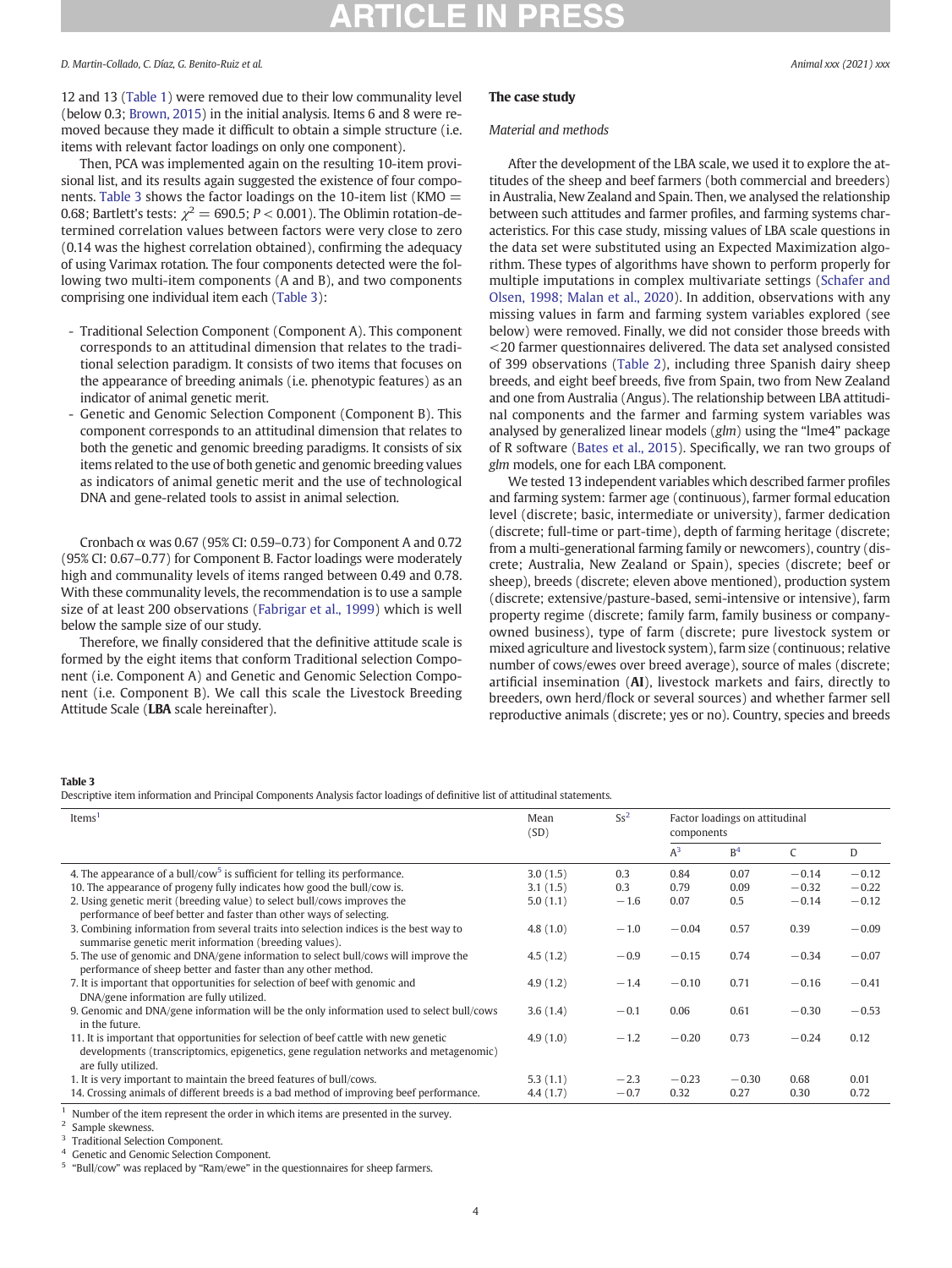12 and 13 (Table 1) were removed due to their low communality level (below 0.3; Brown, 2015) in the initial analysis. Items 6 and 8 were removed because they made it difficult to obtain a simple structure (i.e. items with relevant factor loadings on only one component).

Then, PCA was implemented again on the resulting 10-item provisional list, and its results again suggested the existence of four components. Table 3 shows the factor loadings on the 10-item list (KMO = 0.68; Bartlett's tests: $\chi^2 = 690.5$; $P < 0.001$). The Oblimin rotation-determined correlation values between factors were very close to zero (0.14 was the highest correlation obtained), confirming the adequacy of using Varimax rotation. The four components detected were the following two multi-item components (A and B), and two components comprising one individual item each (Table 3):

- Traditional Selection Component (Component A). This component corresponds to an attitudinal dimension that relates to the traditional selection paradigm. It consists of two items that focuses on the appearance of breeding animals (i.e. phenotypic features) as an indicator of animal genetic merit.
- Genetic and Genomic Selection Component (Component B). This component corresponds to an attitudinal dimension that relates to both the genetic and genomic breeding paradigms. It consists of six items related to the use of both genetic and genomic breeding values as indicators of animal genetic merit and the use of technological DNA and gene-related tools to assist in animal selection.

Cronbach α was 0.67 (95% CI: 0.59–0.73) for Component A and 0.72 (95% CI: 0.67–0.77) for Component B. Factor loadings were moderately high and communality levels of items ranged between 0.49 and 0.78. With these communality levels, the recommendation is to use a sample size of at least 200 observations (Fabrigar et al., 1999) which is well below the sample size of our study.

Therefore, we finally considered that the definitive attitude scale is formed by the eight items that conform Traditional selection Component (i.e. Component A) and Genetic and Genomic Selection Component (i.e. Component B). We call this scale the Livestock Breeding Attitude Scale (**LBA** scale hereinafter).

### The case study

#### Material and methods

After the development of the LBA scale, we used it to explore the attitudes of the sheep and beef farmers (both commercial and breeders) in Australia, New Zealand and Spain. Then, we analysed the relationship between such attitudes and farmer profiles, and farming systems characteristics. For this case study, missing values of LBA scale questions in the data set were substituted using an Expected Maximization algorithm. These types of algorithms have shown to perform properly for multiple imputations in complex multivariate settings (Schafer and Olsen, 1998; Malan et al., 2020). In addition, observations with any missing values in farm and farming system variables explored (see below) were removed. Finally, we did not consider those breeds with <20 farmer questionnaires delivered. The data set analysed consisted of 399 observations (Table 2), including three Spanish dairy sheep breeds, and eight beef breeds, five from Spain, two from New Zealand and one from Australia (Angus). The relationship between LBA attitudinal components and the farmer and farming system variables was analysed by generalized linear models (*glm*) using the "lme4" package of R software (Bates et al., 2015). Specifically, we ran two groups of *glm* models, one for each LBA component.

We tested 13 independent variables which described farmer profiles and farming system: farmer age (continuous), farmer formal education level (discrete; basic, intermediate or university), farmer dedication (discrete; full-time or part-time), depth of farming heritage (discrete; from a multi-generational farming family or newcomers), country (discrete; Australia, New Zealand or Spain), species (discrete; beef or sheep), breeds (discrete; eleven above mentioned), production system (discrete; extensive/pasture-based, semi-intensive or intensive), farm property regime (discrete; family farm, family business or company-owned business), type of farm (discrete; pure livestock system or mixed agriculture and livestock system), farm size (continuous; relative number of cows/ewes over breed average), source of males (discrete; artificial insemination (**AI**), livestock markets and fairs, directly to breeders, own herd/flock or several sources) and whether farmer sell reproductive animals (discrete; yes or no). Country, species and breeds

**Table 3**
Descriptive item information and Principal Components Analysis factor loadings of definitive list of attitudinal statements.

| Items[1] | Mean (SD) | Ss[2] | Factor loadings on attitudinal components | | | |
|---|---|---|---|---|---|---|
| | | | A[3] | B[4] | C | D |
| 4. The appearance of a bull/cow[5] is sufficient for telling its performance. | 3.0 (1.5) | 0.3 | 0.84 | 0.07 | −0.14 | −0.12 |
| 10. The appearance of progeny fully indicates how good the bull/cow is. | 3.1 (1.5) | 0.3 | 0.79 | 0.09 | −0.32 | −0.22 |
| 2. Using genetic merit (breeding value) to select bull/cows improves the performance of beef better and faster than other ways of selecting. | 5.0 (1.1) | −1.6 | 0.07 | 0.5 | −0.14 | −0.12 |
| 3. Combining information from several traits into selection indices is the best way to summarise genetic merit information (breeding values). | 4.8 (1.0) | −1.0 | −0.04 | 0.57 | 0.39 | −0.09 |
| 5. The use of genomic and DNA/gene information to select bull/cows will improve the performance of sheep better and faster than any other method. | 4.5 (1.2) | −0.9 | −0.15 | 0.74 | −0.34 | −0.07 |
| 7. It is important that opportunities for selection of beef with genomic and DNA/gene information are fully utilized. | 4.9 (1.2) | −1.4 | −0.10 | 0.71 | −0.16 | −0.41 |
| 9. Genomic and DNA/gene information will be the only information used to select bull/cows in the future. | 3.6 (1.4) | −0.1 | 0.06 | 0.61 | −0.30 | −0.53 |
| 11. It is important that opportunities for selection of beef cattle with new genetic developments (transcriptomics, epigenetics, gene regulation networks and metagenomic) are fully utilized. | 4.9 (1.0) | −1.2 | −0.20 | 0.73 | −0.24 | 0.12 |
| 1. It is very important to maintain the breed features of bull/cows. | 5.3 (1.1) | −2.3 | −0.23 | −0.30 | 0.68 | 0.01 |
| 14. Crossing animals of different breeds is a bad method of improving beef performance. | 4.4 (1.7) | −0.7 | 0.32 | 0.27 | 0.30 | 0.72 |

[1] Number of the item represent the order in which items are presented in the survey.
[2] Sample skewness.
[3] Traditional Selection Component.
[4] Genetic and Genomic Selection Component.
[5] "Bull/cow" was replaced by "Ram/ewe" in the questionnaires for sheep farmers.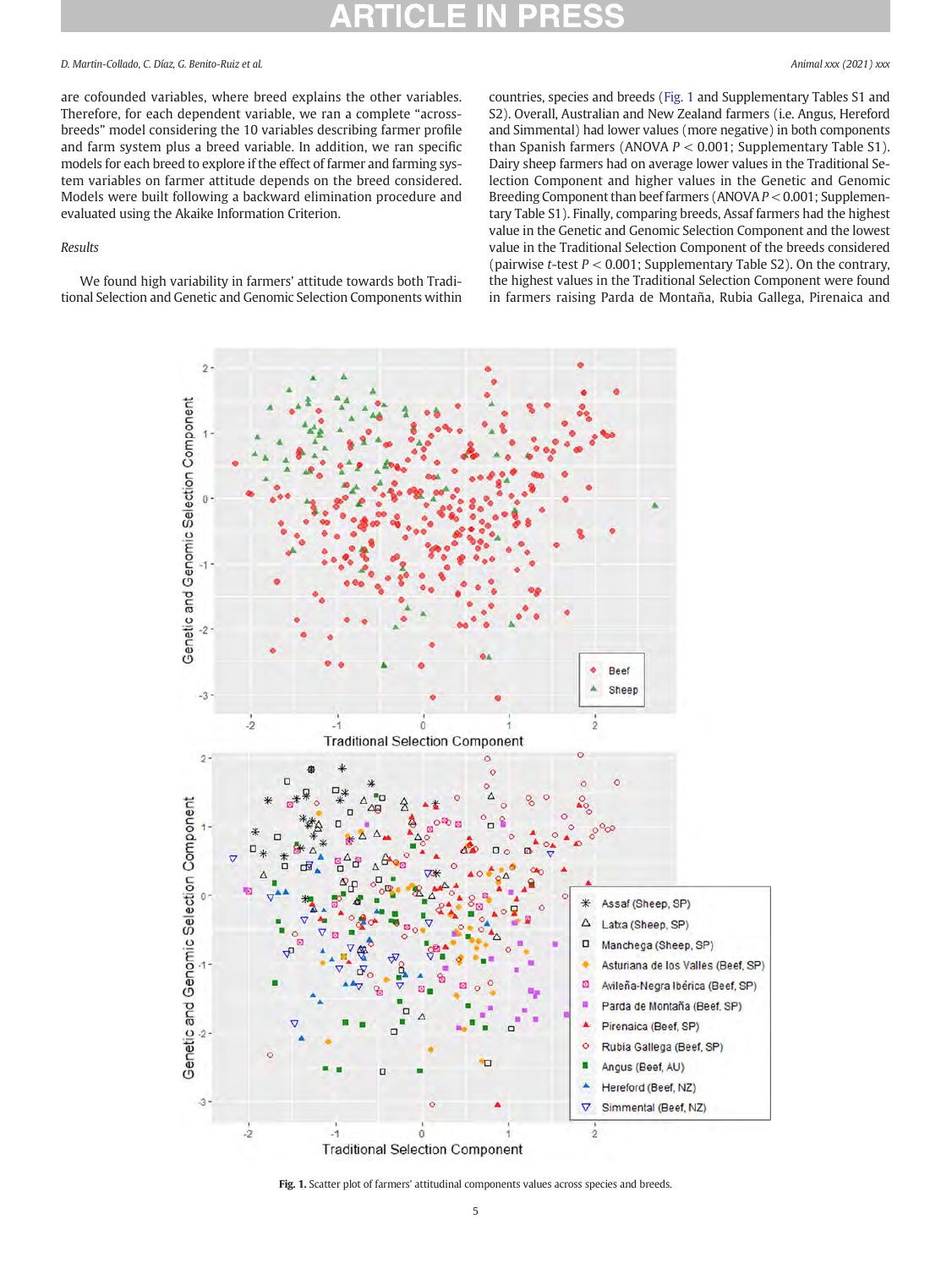are cofounded variables, where breed explains the other variables. Therefore, for each dependent variable, we ran a complete "across-breeds" model considering the 10 variables describing farmer profile and farm system plus a breed variable. In addition, we ran specific models for each breed to explore if the effect of farmer and farming system variables on farmer attitude depends on the breed considered. Models were built following a backward elimination procedure and evaluated using the Akaike Information Criterion.

*Results*

We found high variability in farmers' attitude towards both Traditional Selection and Genetic and Genomic Selection Components within countries, species and breeds (Fig. 1 and Supplementary Tables S1 and S2). Overall, Australian and New Zealand farmers (i.e. Angus, Hereford and Simmental) had lower values (more negative) in both components than Spanish farmers (ANOVA $P < 0.001$; Supplementary Table S1). Dairy sheep farmers had on average lower values in the Traditional Selection Component and higher values in the Genetic and Genomic Breeding Component than beef farmers (ANOVA $P < 0.001$; Supplementary Table S1). Finally, comparing breeds, Assaf farmers had the highest value in the Genetic and Genomic Selection Component and the lowest value in the Traditional Selection Component of the breeds considered (pairwise $t$-test $P < 0.001$; Supplementary Table S2). On the contrary, the highest values in the Traditional Selection Component were found in farmers raising Parda de Montaña, Rubia Gallega, Pirenaica and

**Fig. 1.** Scatter plot of farmers' attitudinal components values across species and breeds.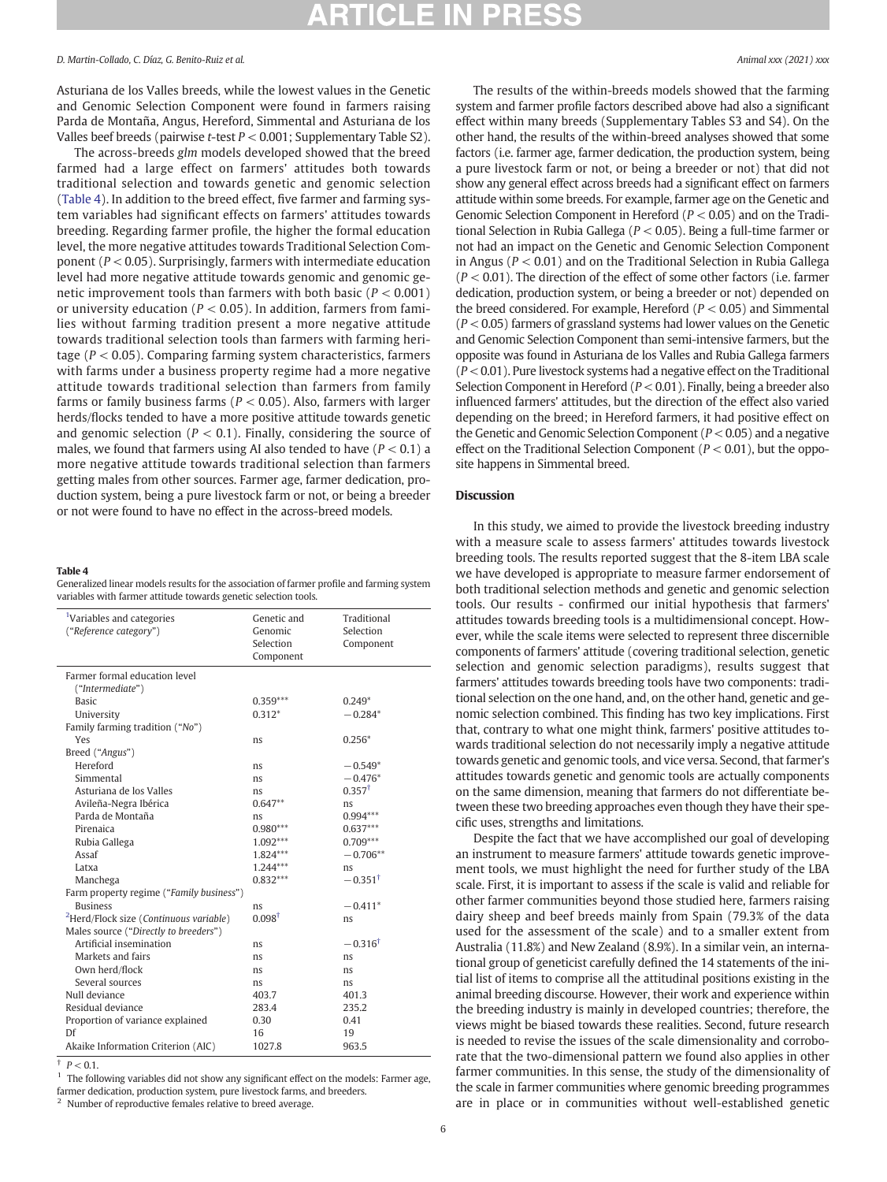Asturiana de los Valles breeds, while the lowest values in the Genetic and Genomic Selection Component were found in farmers raising Parda de Montaña, Angus, Hereford, Simmental and Asturiana de los Valles beef breeds (pairwise $t$-test $P < 0.001$; Supplementary Table S2).

The across-breeds *glm* models developed showed that the breed farmed had a large effect on farmers' attitudes both towards traditional selection and towards genetic and genomic selection (Table 4). In addition to the breed effect, five farmer and farming system variables had significant effects on farmers' attitudes towards breeding. Regarding farmer profile, the higher the formal education level, the more negative attitudes towards Traditional Selection Component ($P < 0.05$). Surprisingly, farmers with intermediate education level had more negative attitude towards genomic and genomic genetic improvement tools than farmers with both basic ($P < 0.001$) or university education ($P < 0.05$). In addition, farmers from families without farming tradition present a more negative attitude towards traditional selection tools than farmers with farming heritage ($P < 0.05$). Comparing farming system characteristics, farmers with farms under a business property regime had a more negative attitude towards traditional selection than farmers from family farms or family business farms ($P < 0.05$). Also, farmers with larger herds/flocks tended to have a more positive attitude towards genetic and genomic selection ($P < 0.1$). Finally, considering the source of males, we found that farmers using AI also tended to have ($P < 0.1$) a more negative attitude towards traditional selection than farmers getting males from other sources. Farmer age, farmer dedication, production system, being a pure livestock farm or not, or being a breeder or not were found to have no effect in the across-breed models.

**Table 4**
Generalized linear models results for the association of farmer profile and farming system variables with farmer attitude towards genetic selection tools.

| [1]Variables and categories ("*Reference category*") | Genetic and Genomic Selection Component | Traditional Selection Component |
|---|---|---|
| Farmer formal education level ("*Intermediate*") | | |
| Basic | 0.359*** | 0.249* |
| University | 0.312* | −0.284* |
| Family farming tradition ("*No*") | | |
| Yes | ns | 0.256* |
| Breed ("*Angus*") | | |
| Hereford | ns | −0.549* |
| Simmental | ns | −0.476* |
| Asturiana de los Valles | ns | 0.357† |
| Avileña-Negra Ibérica | 0.647** | ns |
| Parda de Montaña | ns | 0.994*** |
| Pirenaica | 0.980*** | 0.637*** |
| Rubia Gallega | 1.092*** | 0.709*** |
| Assaf | 1.824*** | −0.706** |
| Latxa | 1.244*** | ns |
| Manchega | 0.832*** | −0.351† |
| Farm property regime ("*Family business*") | | |
| Business | ns | −0.411* |
| [2]Herd/Flock size (*Continuous variable*) | 0.098† | ns |
| Males source ("*Directly to breeders*") | | |
| Artificial insemination | ns | −0.316† |
| Markets and fairs | ns | ns |
| Own herd/flock | ns | ns |
| Several sources | ns | ns |
| Null deviance | 403.7 | 401.3 |
| Residual deviance | 283.4 | 235.2 |
| Proportion of variance explained | 0.30 | 0.41 |
| Df | 16 | 19 |
| Akaike Information Criterion (AIC) | 1027.8 | 963.5 |

† $P < 0.1$.
[1] The following variables did not show any significant effect on the models: Farmer age, farmer dedication, production system, pure livestock farms, and breeders.
[2] Number of reproductive females relative to breed average.

The results of the within-breeds models showed that the farming system and farmer profile factors described above had also a significant effect within many breeds (Supplementary Tables S3 and S4). On the other hand, the results of the within-breed analyses showed that some factors (i.e. farmer age, farmer dedication, the production system, being a pure livestock farm or not, or being a breeder or not) that did not show any general effect across breeds had a significant effect on farmers attitude within some breeds. For example, farmer age on the Genetic and Genomic Selection Component in Hereford ($P < 0.05$) and on the Traditional Selection in Rubia Gallega ($P < 0.05$). Being a full-time farmer or not had an impact on the Genetic and Genomic Selection Component in Angus ($P < 0.01$) and on the Traditional Selection in Rubia Gallega ($P < 0.01$). The direction of the effect of some other factors (i.e. farmer dedication, production system, or being a breeder or not) depended on the breed considered. For example, Hereford ($P < 0.05$) and Simmental ($P < 0.05$) farmers of grassland systems had lower values on the Genetic and Genomic Selection Component than semi-intensive farmers, but the opposite was found in Asturiana de los Valles and Rubia Gallega farmers ($P < 0.01$). Pure livestock systems had a negative effect on the Traditional Selection Component in Hereford ($P < 0.01$). Finally, being a breeder also influenced farmers' attitudes, but the direction of the effect also varied depending on the breed; in Hereford farmers, it had positive effect on the Genetic and Genomic Selection Component ($P < 0.05$) and a negative effect on the Traditional Selection Component ($P < 0.01$), but the opposite happens in Simmental breed.

## Discussion

In this study, we aimed to provide the livestock breeding industry with a measure scale to assess farmers' attitudes towards livestock breeding tools. The results reported suggest that the 8-item LBA scale we have developed is appropriate to measure farmer endorsement of both traditional selection methods and genetic and genomic selection tools. Our results - confirmed our initial hypothesis that farmers' attitudes towards breeding tools is a multidimensional concept. However, while the scale items were selected to represent three discernible components of farmers' attitude (covering traditional selection, genetic selection and genomic selection paradigms), results suggest that farmers' attitudes towards breeding tools have two components: traditional selection on the one hand, and, on the other hand, genetic and genomic selection combined. This finding has two key implications. First that, contrary to what one might think, farmers' positive attitudes towards traditional selection do not necessarily imply a negative attitude towards genetic and genomic tools, and vice versa. Second, that farmer's attitudes towards genetic and genomic tools are actually components on the same dimension, meaning that farmers do not differentiate between these two breeding approaches even though they have their specific uses, strengths and limitations.

Despite the fact that we have accomplished our goal of developing an instrument to measure farmers' attitude towards genetic improvement tools, we must highlight the need for further study of the LBA scale. First, it is important to assess if the scale is valid and reliable for other farmer communities beyond those studied here, farmers raising dairy sheep and beef breeds mainly from Spain (79.3% of the data used for the assessment of the scale) and to a smaller extent from Australia (11.8%) and New Zealand (8.9%). In a similar vein, an international group of geneticist carefully defined the 14 statements of the initial list of items to comprise all the attitudinal positions existing in the animal breeding discourse. However, their work and experience within the breeding industry is mainly in developed countries; therefore, the views might be biased towards these realities. Second, future research is needed to revise the issues of the scale dimensionality and corroborate that the two-dimensional pattern we found also applies in other farmer communities. In this sense, the study of the dimensionality of the scale in farmer communities where genomic breeding programmes are in place or in communities without well-established genetic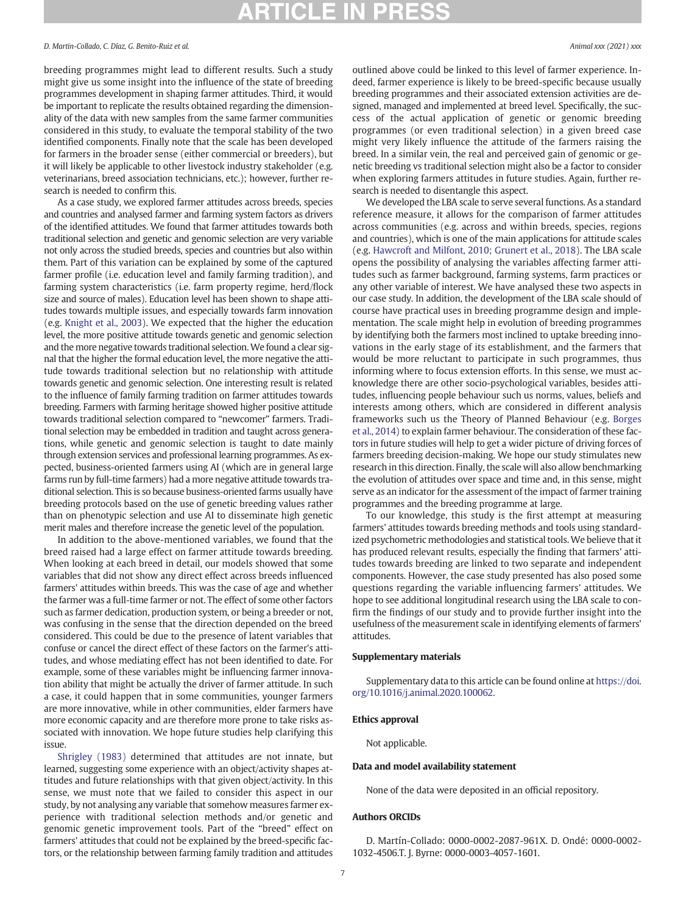breeding programmes might lead to different results. Such a study might give us some insight into the influence of the state of breeding programmes development in shaping farmer attitudes. Third, it would be important to replicate the results obtained regarding the dimensionality of the data with new samples from the same farmer communities considered in this study, to evaluate the temporal stability of the two identified components. Finally note that the scale has been developed for farmers in the broader sense (either commercial or breeders), but it will likely be applicable to other livestock industry stakeholder (e.g. veterinarians, breed association technicians, etc.); however, further research is needed to confirm this.

As a case study, we explored farmer attitudes across breeds, species and countries and analysed farmer and farming system factors as drivers of the identified attitudes. We found that farmer attitudes towards both traditional selection and genetic and genomic selection are very variable not only across the studied breeds, species and countries but also within them. Part of this variation can be explained by some of the captured farmer profile (i.e. education level and family farming tradition), and farming system characteristics (i.e. farm property regime, herd/flock size and source of males). Education level has been shown to shape attitudes towards multiple issues, and especially towards farm innovation (e.g. Knight et al., 2003). We expected that the higher the education level, the more positive attitude towards genetic and genomic selection and the more negative towards traditional selection. We found a clear signal that the higher the formal education level, the more negative the attitude towards traditional selection but no relationship with attitude towards genetic and genomic selection. One interesting result is related to the influence of family farming tradition on farmer attitudes towards breeding. Farmers with farming heritage showed higher positive attitude towards traditional selection compared to "newcomer" farmers. Traditional selection may be embedded in tradition and taught across generations, while genetic and genomic selection is taught to date mainly through extension services and professional learning programmes. As expected, business-oriented farmers using AI (which are in general large farms run by full-time farmers) had a more negative attitude towards traditional selection. This is so because business-oriented farms usually have breeding protocols based on the use of genetic breeding values rather than on phenotypic selection and use AI to disseminate high genetic merit males and therefore increase the genetic level of the population.

In addition to the above-mentioned variables, we found that the breed raised had a large effect on farmer attitude towards breeding. When looking at each breed in detail, our models showed that some variables that did not show any direct effect across breeds influenced farmers' attitudes within breeds. This was the case of age and whether the farmer was a full-time farmer or not. The effect of some other factors such as farmer dedication, production system, or being a breeder or not, was confusing in the sense that the direction depended on the breed considered. This could be due to the presence of latent variables that confuse or cancel the direct effect of these factors on the farmer's attitudes, and whose mediating effect has not been identified to date. For example, some of these variables might be influencing farmer innovation ability that might be actually the driver of farmer attitude. In such a case, it could happen that in some communities, younger farmers are more innovative, while in other communities, elder farmers have more economic capacity and are therefore more prone to take risks associated with innovation. We hope future studies help clarifying this issue.

Shrigley (1983) determined that attitudes are not innate, but learned, suggesting some experience with an object/activity shapes attitudes and future relationships with that given object/activity. In this sense, we must note that we failed to consider this aspect in our study, by not analysing any variable that somehow measures farmer experience with traditional selection methods and/or genetic and genomic genetic improvement tools. Part of the "breed" effect on farmers' attitudes that could not be explained by the breed-specific factors, or the relationship between farming family tradition and attitudes outlined above could be linked to this level of farmer experience. Indeed, farmer experience is likely to be breed-specific because usually breeding programmes and their associated extension activities are designed, managed and implemented at breed level. Specifically, the success of the actual application of genetic or genomic breeding programmes (or even traditional selection) in a given breed case might very likely influence the attitude of the farmers raising the breed. In a similar vein, the real and perceived gain of genomic or genetic breeding vs traditional selection might also be a factor to consider when exploring farmers attitudes in future studies. Again, further research is needed to disentangle this aspect.

We developed the LBA scale to serve several functions. As a standard reference measure, it allows for the comparison of farmer attitudes across communities (e.g. across and within breeds, species, regions and countries), which is one of the main applications for attitude scales (e.g. Hawcroft and Milfont, 2010; Grunert et al., 2018). The LBA scale opens the possibility of analysing the variables affecting farmer attitudes such as farmer background, farming systems, farm practices or any other variable of interest. We have analysed these two aspects in our case study. In addition, the development of the LBA scale should of course have practical uses in breeding programme design and implementation. The scale might help in evolution of breeding programmes by identifying both the farmers most inclined to uptake breeding innovations in the early stage of its establishment, and the farmers that would be more reluctant to participate in such programmes, thus informing where to focus extension efforts. In this sense, we must acknowledge there are other socio-psychological variables, besides attitudes, influencing people behaviour such us norms, values, beliefs and interests among others, which are considered in different analysis frameworks such us the Theory of Planned Behaviour (e.g. Borges et al., 2014) to explain farmer behaviour. The consideration of these factors in future studies will help to get a wider picture of driving forces of farmers breeding decision-making. We hope our study stimulates new research in this direction. Finally, the scale will also allow benchmarking the evolution of attitudes over space and time and, in this sense, might serve as an indicator for the assessment of the impact of farmer training programmes and the breeding programme at large.

To our knowledge, this study is the first attempt at measuring farmers' attitudes towards breeding methods and tools using standardized psychometric methodologies and statistical tools. We believe that it has produced relevant results, especially the finding that farmers' attitudes towards breeding are linked to two separate and independent components. However, the case study presented has also posed some questions regarding the variable influencing farmers' attitudes. We hope to see additional longitudinal research using the LBA scale to confirm the findings of our study and to provide further insight into the usefulness of the measurement scale in identifying elements of farmers' attitudes.

## Supplementary materials

Supplementary data to this article can be found online at https://doi.org/10.1016/j.animal.2020.100062.

## Ethics approval

Not applicable.

## Data and model availability statement

None of the data were deposited in an official repository.

## Authors ORCIDs

D. Martín-Collado: 0000-0002-2087-961X. D. Ondé: 0000-0002-1032-4506.T. J. Byrne: 0000-0003-4057-1601.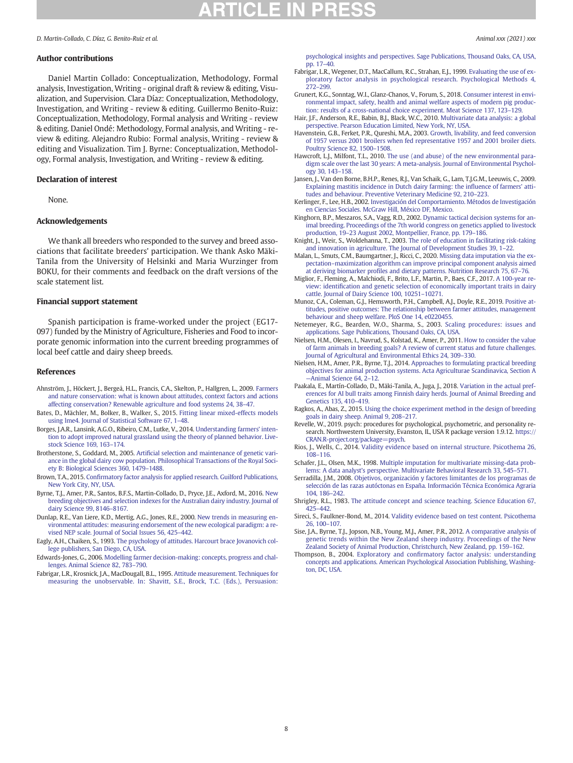## Author contributions

Daniel Martin Collado: Conceptualization, Methodology, Formal analysis, Investigation, Writing - original draft & review & editing, Visualization, and Supervision. Clara Díaz: Conceptualization, Methodology, Investigation, and Writing - review & editing. Guillermo Benito-Ruiz: Conceptualization, Methodology, Formal analysis and Writing - review & editing. Daniel Ondé: Methodology, Formal analysis, and Writing - review & editing. Alejandro Rubio: Formal analysis, Writing - review & editing and Visualization. Tim J. Byrne: Conceptualization, Methodology, Formal analysis, Investigation, and Writing - review & editing.

## Declaration of interest

None.

## Acknowledgements

We thank all breeders who responded to the survey and breed associations that facilitate breeders' participation. We thank Asko Mäki-Tanila from the University of Helsinki and Maria Wurzinger from BOKU, for their comments and feedback on the draft versions of the scale statement list.

## Financial support statement

Spanish participation is frame-worked under the project (EG17-097) funded by the Ministry of Agriculture, Fisheries and Food to incorporate genomic information into the current breeding programmes of local beef cattle and dairy sheep breeds.

## References

Ahnström, J., Höckert, J., Bergeå, H.L., Francis, C.A., Skelton, P., Hallgren, L., 2009. Farmers and nature conservation: what is known about attitudes, context factors and actions affecting conservation? Renewable agriculture and food systems 24, 38–47.

Bates, D., Mächler, M., Bolker, B., Walker, S., 2015. Fitting linear mixed-effects models using lme4. Journal of Statistical Software 67, 1–48.

Borges, J.A.R., Lansink, A.G.O., Ribeiro, C.M., Lutke, V., 2014. Understanding farmers' intention to adopt improved natural grassland using the theory of planned behavior. Livestock Science 169, 163–174.

Brotherstone, S., Goddard, M., 2005. Artificial selection and maintenance of genetic variance in the global dairy cow population. Philosophical Transactions of the Royal Society B: Biological Sciences 360, 1479–1488.

Brown, T.A., 2015. Confirmatory factor analysis for applied research. Guilford Publications, New York City, NY, USA.

Byrne, T.J., Amer, P.R., Santos, B.F.S., Martin-Collado, D., Pryce, J.E., Axford, M., 2016. New breeding objectives and selection indexes for the Australian dairy industry. Journal of dairy Science 99, 8146–8167.

Dunlap, R.E., Van Liere, K.D., Mertig, A.G., Jones, R.E., 2000. New trends in measuring environmental attitudes: measuring endorsement of the new ecological paradigm: a revised NEP scale. Journal of Social Issues 56, 425–442.

Eagly, A.H., Chaiken, S., 1993. The psychology of attitudes. Harcourt brace Jovanovich college publishers, San Diego, CA, USA.

Edwards-Jones, G., 2006. Modelling farmer decision-making: concepts, progress and challenges. Animal Science 82, 783–790.

Fabrigar, L.R., Krosnick, J.A., MacDougall, B.L., 1995. Attitude measurement. Techniques for measuring the unobservable. In: Shavitt, S.E., Brock, T.C. (Eds.), Persuasion: psychological insights and perspectives. Sage Publications, Thousand Oaks, CA, USA, pp. 17–40.

Fabrigar, L.R., Wegener, D.T., MacCallum, R.C., Strahan, E.J., 1999. Evaluating the use of exploratory factor analysis in psychological research. Psychological Methods 4, 272–299.

Grunert, K.G., Sonntag, W.I., Glanz-Chanos, V., Forum, S., 2018. Consumer interest in environmental impact, safety, health and animal welfare aspects of modern pig production: results of a cross-national choice experiment. Meat Science 137, 123–129.

Hair, J.F., Anderson, R.E., Babin, B.J., Black, W.C., 2010. Multivariate data analysis: a global perspective. Pearson Education Limited, New York, NY, USA.

Havenstein, G.B., Ferket, P.R., Qureshi, M.A., 2003. Growth, livability, and feed conversion of 1957 versus 2001 broilers when fed representative 1957 and 2001 broiler diets. Poultry Science 82, 1500–1508.

Hawcroft, L.J., Milfont, T.L., 2010. The use (and abuse) of the new environmental paradigm scale over the last 30 years: A meta-analysis. Journal of Environmental Psychology 30, 143–158.

Jansen, J., Van den Borne, B.H.P., Renes, R.J., Van Schaik, G., Lam, T.J.G.M., Leeuwis, C., 2009. Explaining mastitis incidence in Dutch dairy farming: the influence of farmers' attitudes and behaviour. Preventive Veterinary Medicine 92, 210–223.

Kerlinger, F., Lee, H.B., 2002. Investigación del Comportamiento. Métodos de Investigación en Ciencias Sociales. McGraw Hill, México DF, Mexico.

Kinghorn, B.P., Meszaros, S.A., Vagg, R.D., 2002. Dynamic tactical decision systems for animal breeding. Proceedings of the 7th world congress on genetics applied to livestock production, 19–23 August 2002, Montpellier, France, pp. 179–186.

Knight, J., Weir, S., Woldehanna, T., 2003. The role of education in facilitating risk-taking and innovation in agriculture. The Journal of Development Studies 39, 1–22.

Malan, L., Smuts, C.M., Baumgartner, J., Ricci, C., 2020. Missing data imputation via the expectation–maximization algorithm can improve principal component analysis aimed at deriving biomarker profiles and dietary patterns. Nutrition Research 75, 67–76.

Miglior, F., Fleming, A., Malchiodi, F., Brito, L.F., Martin, P., Baes, C.F., 2017. A 100-year review: identification and genetic selection of economically important traits in dairy cattle. Journal of Dairy Science 100, 10251–10271.

Munoz, C.A., Coleman, G.J., Hemsworth, P.H., Campbell, A.J., Doyle, R.E., 2019. Positive attitudes, positive outcomes: The relationship between farmer attitudes, management behaviour and sheep welfare. PloS One 14, e0220455.

Netemeyer, R.G., Bearden, W.O., Sharma, S., 2003. Scaling procedures: issues and applications. Sage Publications, Thousand Oaks, CA, USA.

Nielsen, H.M., Olesen, I., Navrud, S., Kolstad, K., Amer, P., 2011. How to consider the value of farm animals in breeding goals? A review of current status and future challenges. Journal of Agricultural and Environmental Ethics 24, 309–330.

Nielsen, H.M., Amer, P.R., Byrne, T.J., 2014. Approaches to formulating practical breeding objectives for animal production systems. Acta Agriculturae Scandinavica, Section A —Animal Science 64, 2–12.

Paakala, E., Martín-Collado, D., Mäki-Tanila, A., Juga, J., 2018. Variation in the actual preferences for AI bull traits among Finnish dairy herds. Journal of Animal Breeding and Genetics 135, 410–419.

Ragkos, A., Abas, Z., 2015. Using the choice experiment method in the design of breeding goals in dairy sheep. Animal 9, 208–217.

Revelle, W., 2019. psych: procedures for psychological, psychometric, and personality research. Northwestern University, Evanston, IL, USA R package version 1.9.12. https://CRAN.R-project.org/package=psych.

Rios, J., Wells, C., 2014. Validity evidence based on internal structure. Psicothema 26, 108–116.

Schafer, J.L., Olsen, M.K., 1998. Multiple imputation for multivariate missing-data problems: A data analyst's perspective. Multivariate Behavioral Research 33, 545–571.

Serradilla, J.M., 2008. Objetivos, organización y factores limitantes de los programas de selección de las razas autóctonas en España. Información Técnica Económica Agraria 104, 186–242.

Shrigley, R.L., 1983. The attitude concept and science teaching. Science Education 67, 425–442.

Sireci, S., Faulkner-Bond, M., 2014. Validity evidence based on test content. Psicothema 26, 100–107.

Sise, J.A., Byrne, T.J., Jopson, N.B., Young, M.J., Amer, P.R., 2012. A comparative analysis of genetic trends within the New Zealand sheep industry. Proceedings of the New Zealand Society of Animal Production, Christchurch, New Zealand, pp. 159–162.

Thompson, B., 2004. Exploratory and confirmatory factor analysis: understanding concepts and applications. American Psychological Association Publishing, Washington, DC, USA.